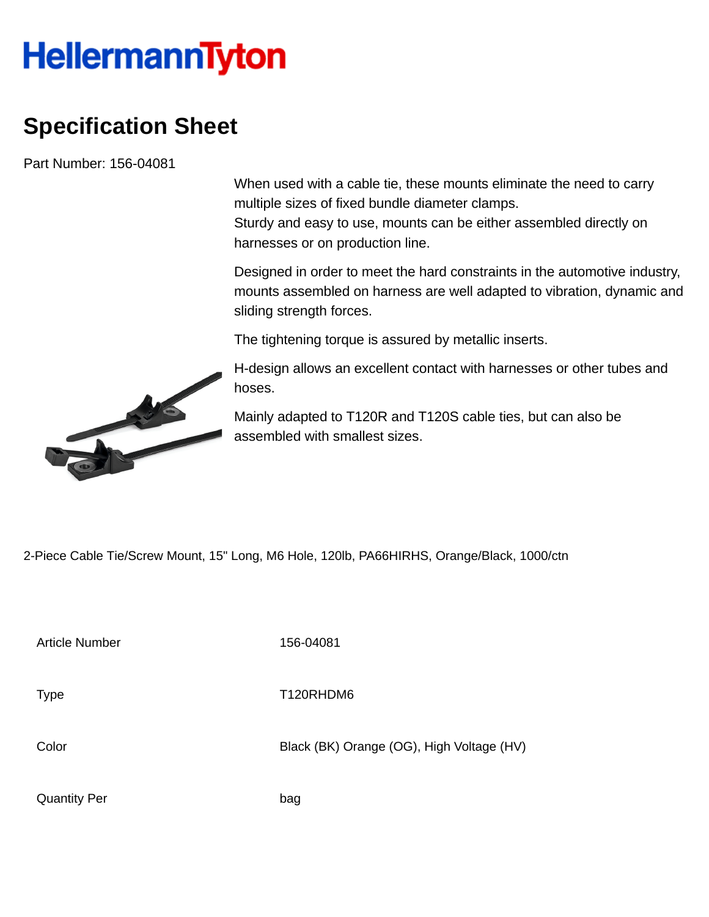HellermannTyton

# Specification Sheet

Part Number: 156-04081

When used with a cable tie, these mounts eliminate the need to carry multiple sizes of fixed bundle diameter clamps.
Sturdy and easy to use, mounts can be either assembled directly on harnesses or on production line.

Designed in order to meet the hard constraints in the automotive industry, mounts assembled on harness are well adapted to vibration, dynamic and sliding strength forces.

The tightening torque is assured by metallic inserts.

H-design allows an excellent contact with harnesses or other tubes and hoses.

Mainly adapted to T120R and T120S cable ties, but can also be assembled with smallest sizes.

2-Piece Cable Tie/Screw Mount, 15" Long, M6 Hole, 120lb, PA66HIRHS, Orange/Black, 1000/ctn

| | |
|---|---|
| Article Number | 156-04081 |
| Type | T120RHDM6 |
| Color | Black (BK) Orange (OG), High Voltage (HV) |
| Quantity Per | bag |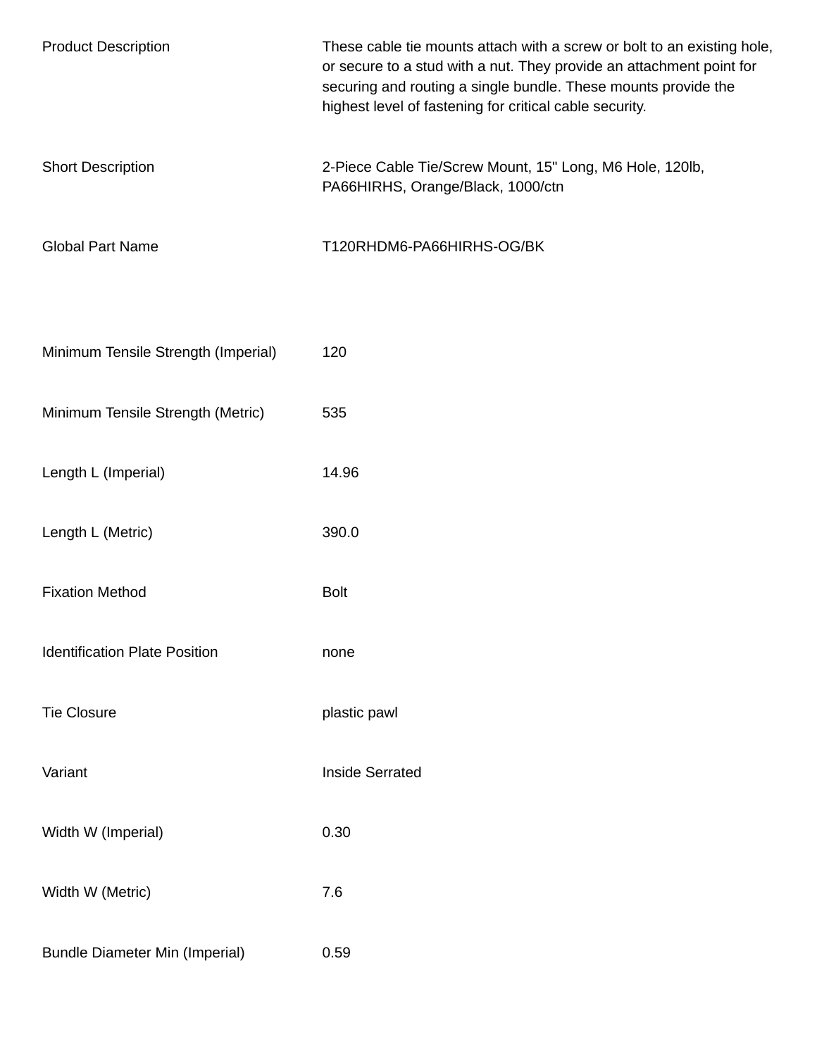| | |
|---|---|
| Product Description | These cable tie mounts attach with a screw or bolt to an existing hole, or secure to a stud with a nut. They provide an attachment point for securing and routing a single bundle. These mounts provide the highest level of fastening for critical cable security. |
| Short Description | 2-Piece Cable Tie/Screw Mount, 15" Long, M6 Hole, 120lb, PA66HIRHS, Orange/Black, 1000/ctn |
| Global Part Name | T120RHDM6-PA66HIRHS-OG/BK |
| Minimum Tensile Strength (Imperial) | 120 |
| Minimum Tensile Strength (Metric) | 535 |
| Length L (Imperial) | 14.96 |
| Length L (Metric) | 390.0 |
| Fixation Method | Bolt |
| Identification Plate Position | none |
| Tie Closure | plastic pawl |
| Variant | Inside Serrated |
| Width W (Imperial) | 0.30 |
| Width W (Metric) | 7.6 |
| Bundle Diameter Min (Imperial) | 0.59 |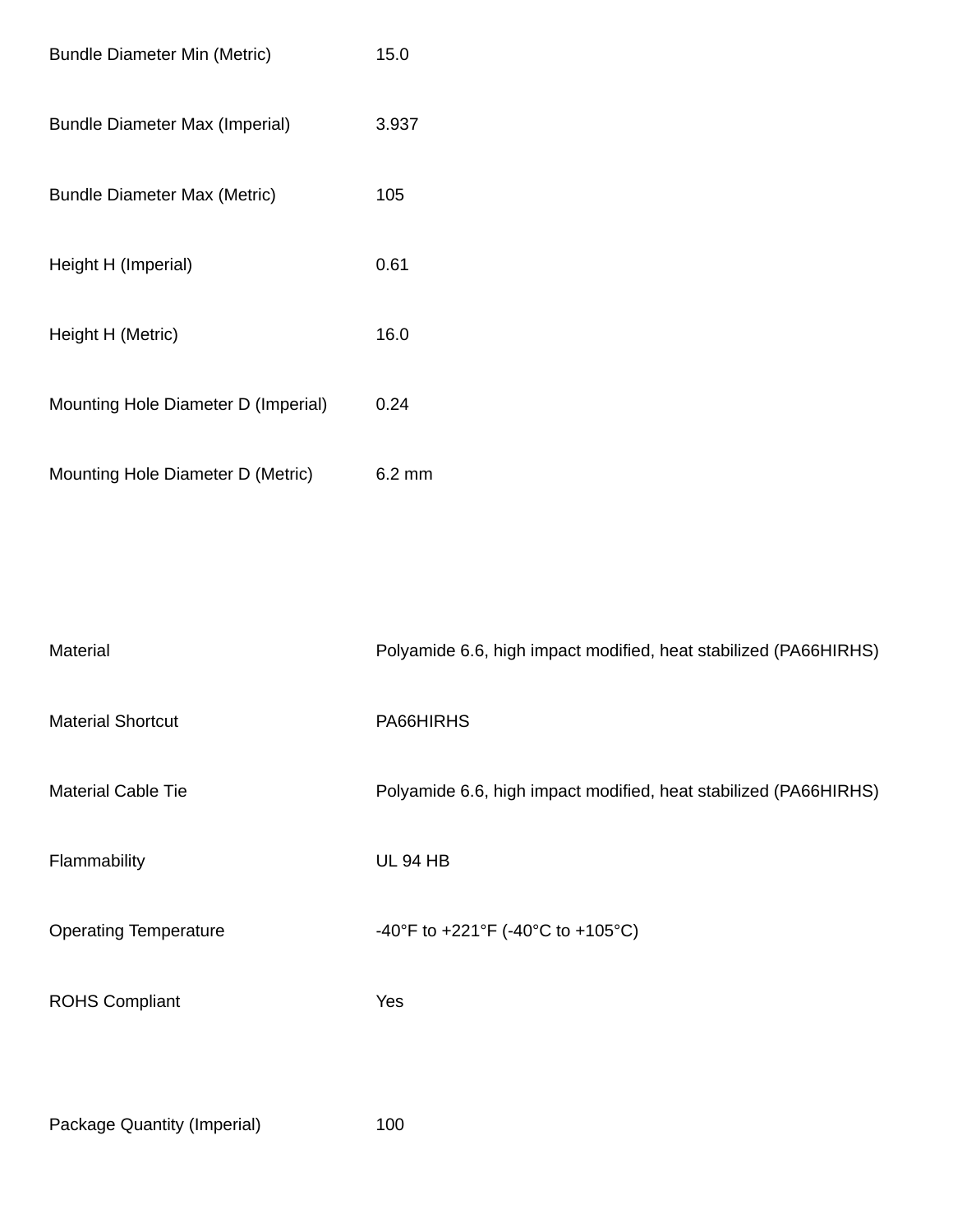| | |
|---|---|
| Bundle Diameter Min (Metric) | 15.0 |
| Bundle Diameter Max (Imperial) | 3.937 |
| Bundle Diameter Max (Metric) | 105 |
| Height H (Imperial) | 0.61 |
| Height H (Metric) | 16.0 |
| Mounting Hole Diameter D (Imperial) | 0.24 |
| Mounting Hole Diameter D (Metric) | 6.2 mm |

| | |
|---|---|
| Material | Polyamide 6.6, high impact modified, heat stabilized (PA66HIRHS) |
| Material Shortcut | PA66HIRHS |
| Material Cable Tie | Polyamide 6.6, high impact modified, heat stabilized (PA66HIRHS) |
| Flammability | UL 94 HB |
| Operating Temperature | -40°F to +221°F (-40°C to +105°C) |
| ROHS Compliant | Yes |

| | |
|---|---|
| Package Quantity (Imperial) | 100 |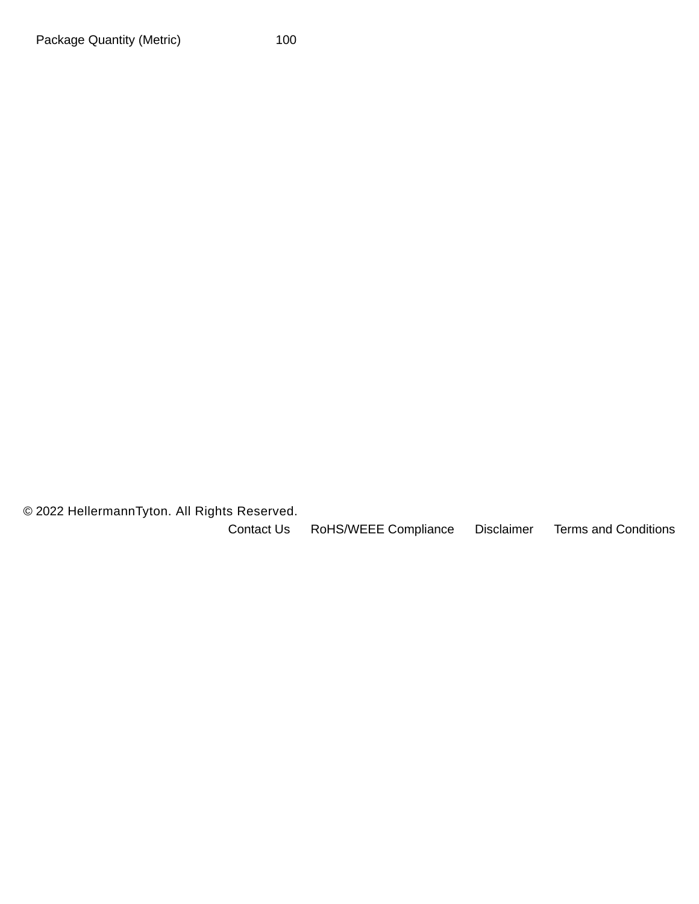| | |
|---|---|
| Package Quantity (Metric) | 100 |

© 2022 HellermannTyton. All Rights Reserved.

Contact Us    RoHS/WEEE Compliance    Disclaimer    Terms and Conditions